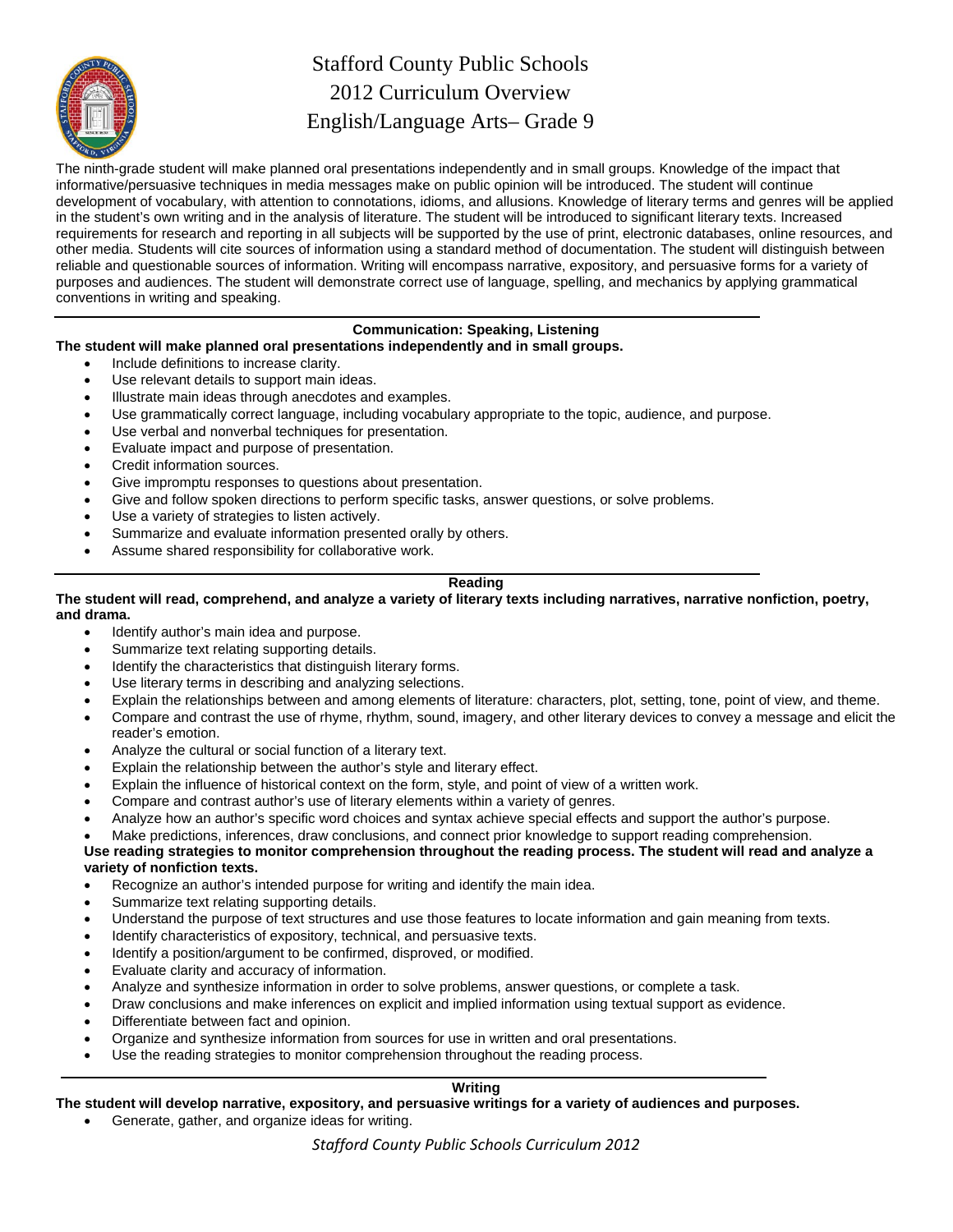# Stafford County Public Schools
# 2012 Curriculum Overview
# English/Language Arts– Grade 9

The ninth-grade student will make planned oral presentations independently and in small groups. Knowledge of the impact that informative/persuasive techniques in media messages make on public opinion will be introduced. The student will continue development of vocabulary, with attention to connotations, idioms, and allusions. Knowledge of literary terms and genres will be applied in the student's own writing and in the analysis of literature. The student will be introduced to significant literary texts. Increased requirements for research and reporting in all subjects will be supported by the use of print, electronic databases, online resources, and other media. Students will cite sources of information using a standard method of documentation. The student will distinguish between reliable and questionable sources of information. Writing will encompass narrative, expository, and persuasive forms for a variety of purposes and audiences. The student will demonstrate correct use of language, spelling, and mechanics by applying grammatical conventions in writing and speaking.

---

## Communication: Speaking, Listening

**The student will make planned oral presentations independently and in small groups.**

- Include definitions to increase clarity.
- Use relevant details to support main ideas.
- Illustrate main ideas through anecdotes and examples.
- Use grammatically correct language, including vocabulary appropriate to the topic, audience, and purpose.
- Use verbal and nonverbal techniques for presentation.
- Evaluate impact and purpose of presentation.
- Credit information sources.
- Give impromptu responses to questions about presentation.
- Give and follow spoken directions to perform specific tasks, answer questions, or solve problems.
- Use a variety of strategies to listen actively.
- Summarize and evaluate information presented orally by others.
- Assume shared responsibility for collaborative work.

---

## Reading

**The student will read, comprehend, and analyze a variety of literary texts including narratives, narrative nonfiction, poetry, and drama.**

- Identify author's main idea and purpose.
- Summarize text relating supporting details.
- Identify the characteristics that distinguish literary forms.
- Use literary terms in describing and analyzing selections.
- Explain the relationships between and among elements of literature: characters, plot, setting, tone, point of view, and theme.
- Compare and contrast the use of rhyme, rhythm, sound, imagery, and other literary devices to convey a message and elicit the reader's emotion.
- Analyze the cultural or social function of a literary text.
- Explain the relationship between the author's style and literary effect.
- Explain the influence of historical context on the form, style, and point of view of a written work.
- Compare and contrast author's use of literary elements within a variety of genres.
- Analyze how an author's specific word choices and syntax achieve special effects and support the author's purpose.
- Make predictions, inferences, draw conclusions, and connect prior knowledge to support reading comprehension.

**Use reading strategies to monitor comprehension throughout the reading process. The student will read and analyze a variety of nonfiction texts.**

- Recognize an author's intended purpose for writing and identify the main idea.
- Summarize text relating supporting details.
- Understand the purpose of text structures and use those features to locate information and gain meaning from texts.
- Identify characteristics of expository, technical, and persuasive texts.
- Identify a position/argument to be confirmed, disproved, or modified.
- Evaluate clarity and accuracy of information.
- Analyze and synthesize information in order to solve problems, answer questions, or complete a task.
- Draw conclusions and make inferences on explicit and implied information using textual support as evidence.
- Differentiate between fact and opinion.
- Organize and synthesize information from sources for use in written and oral presentations.
- Use the reading strategies to monitor comprehension throughout the reading process.

---

## Writing

**The student will develop narrative, expository, and persuasive writings for a variety of audiences and purposes.**

- Generate, gather, and organize ideas for writing.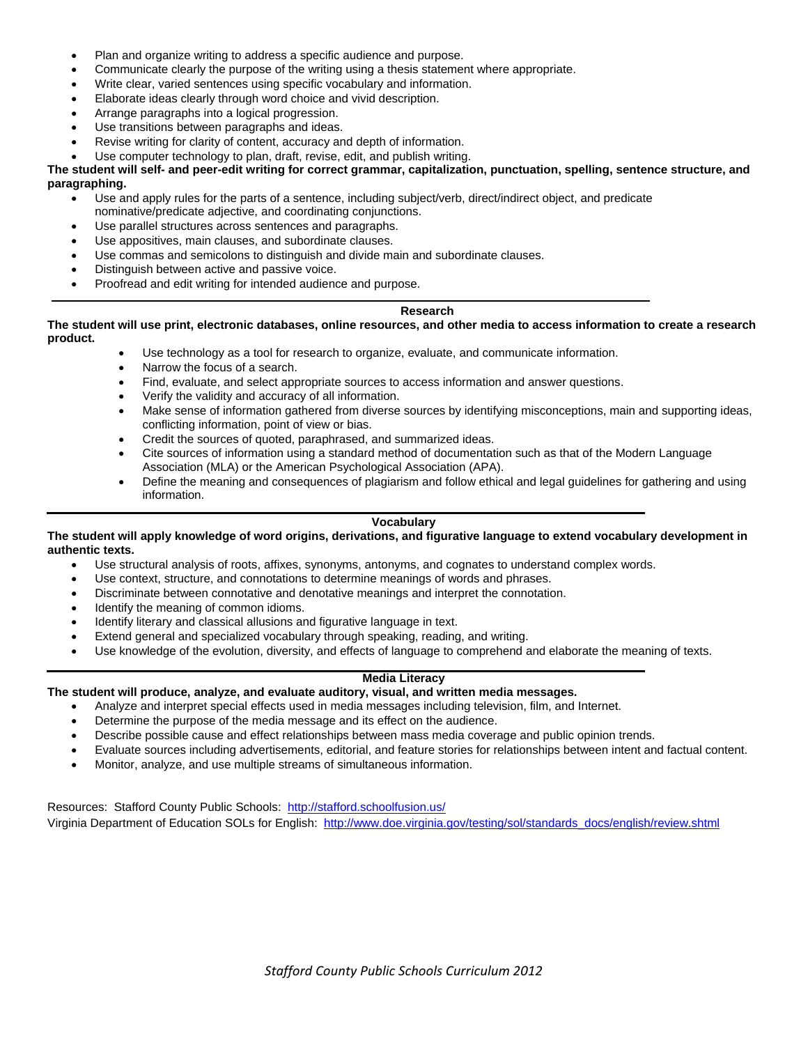- Plan and organize writing to address a specific audience and purpose.
- Communicate clearly the purpose of the writing using a thesis statement where appropriate.
- Write clear, varied sentences using specific vocabulary and information.
- Elaborate ideas clearly through word choice and vivid description.
- Arrange paragraphs into a logical progression.
- Use transitions between paragraphs and ideas.
- Revise writing for clarity of content, accuracy and depth of information.
- Use computer technology to plan, draft, revise, edit, and publish writing.

**The student will self- and peer-edit writing for correct grammar, capitalization, punctuation, spelling, sentence structure, and paragraphing.**

- Use and apply rules for the parts of a sentence, including subject/verb, direct/indirect object, and predicate nominative/predicate adjective, and coordinating conjunctions.
- Use parallel structures across sentences and paragraphs.
- Use appositives, main clauses, and subordinate clauses.
- Use commas and semicolons to distinguish and divide main and subordinate clauses.
- Distinguish between active and passive voice.
- Proofread and edit writing for intended audience and purpose.

---

## Research

**The student will use print, electronic databases, online resources, and other media to access information to create a research product.**

- Use technology as a tool for research to organize, evaluate, and communicate information.
- Narrow the focus of a search.
- Find, evaluate, and select appropriate sources to access information and answer questions.
- Verify the validity and accuracy of all information.
- Make sense of information gathered from diverse sources by identifying misconceptions, main and supporting ideas, conflicting information, point of view or bias.
- Credit the sources of quoted, paraphrased, and summarized ideas.
- Cite sources of information using a standard method of documentation such as that of the Modern Language Association (MLA) or the American Psychological Association (APA).
- Define the meaning and consequences of plagiarism and follow ethical and legal guidelines for gathering and using information.

---

## Vocabulary

**The student will apply knowledge of word origins, derivations, and figurative language to extend vocabulary development in authentic texts.**

- Use structural analysis of roots, affixes, synonyms, antonyms, and cognates to understand complex words.
- Use context, structure, and connotations to determine meanings of words and phrases.
- Discriminate between connotative and denotative meanings and interpret the connotation.
- Identify the meaning of common idioms.
- Identify literary and classical allusions and figurative language in text.
- Extend general and specialized vocabulary through speaking, reading, and writing.
- Use knowledge of the evolution, diversity, and effects of language to comprehend and elaborate the meaning of texts.

---

## Media Literacy

**The student will produce, analyze, and evaluate auditory, visual, and written media messages.**

- Analyze and interpret special effects used in media messages including television, film, and Internet.
- Determine the purpose of the media message and its effect on the audience.
- Describe possible cause and effect relationships between mass media coverage and public opinion trends.
- Evaluate sources including advertisements, editorial, and feature stories for relationships between intent and factual content.
- Monitor, analyze, and use multiple streams of simultaneous information.

Resources: Stafford County Public Schools: http://stafford.schoolfusion.us/

Virginia Department of Education SOLs for English: http://www.doe.virginia.gov/testing/sol/standards_docs/english/review.shtml

*Stafford County Public Schools Curriculum 2012*